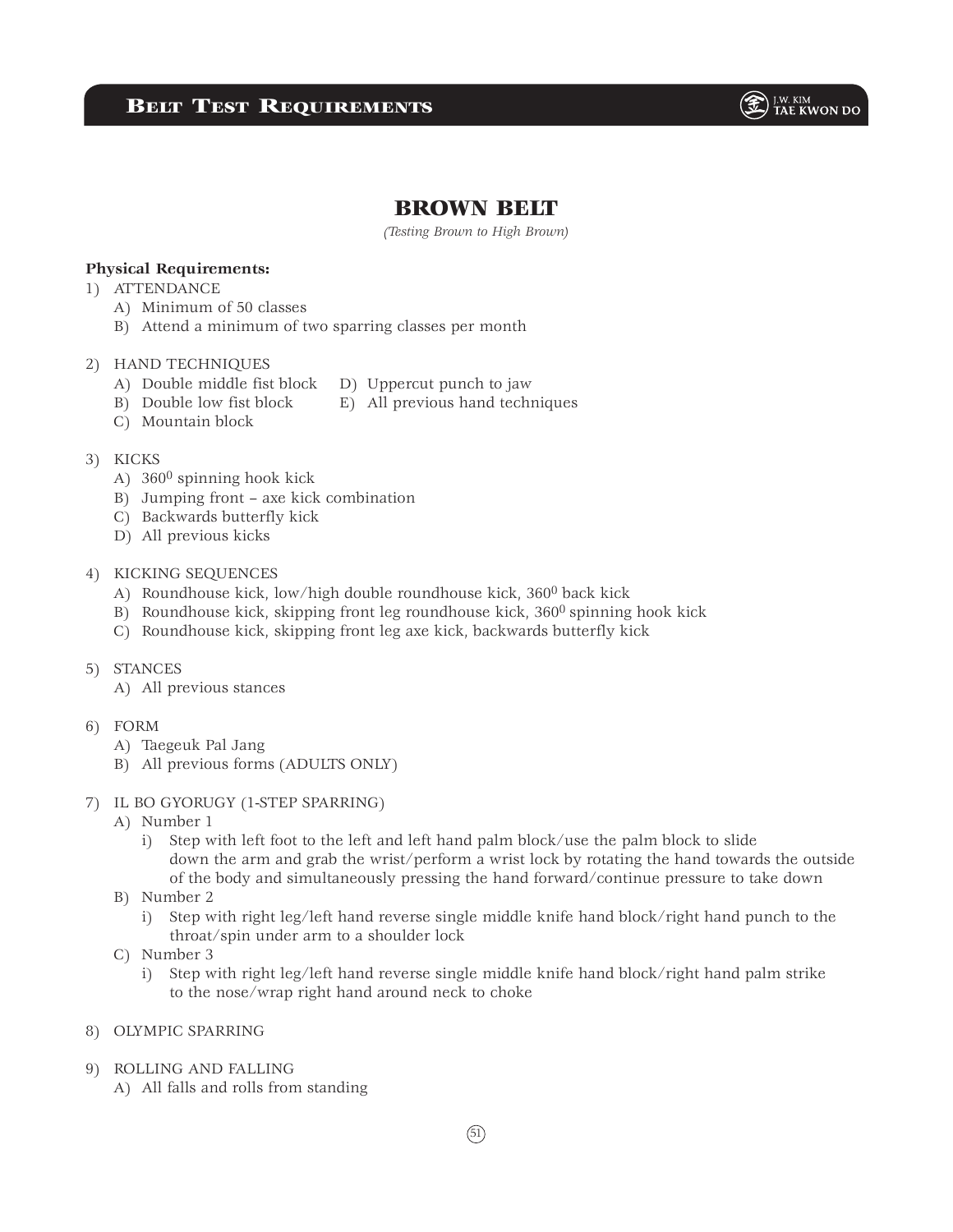# BROWN BELT

*(Testing Brown to High Brown)*

**Physical Requirements:**

1) ATTENDANCE
   - A) Minimum of 50 classes
   - B) Attend a minimum of two sparring classes per month

2) HAND TECHNIQUES
   - A) Double middle fist block
   - B) Double low fist block
   - C) Mountain block
   - D) Uppercut punch to jaw
   - E) All previous hand techniques

3) KICKS
   - A) $360^0$ spinning hook kick
   - B) Jumping front – axe kick combination
   - C) Backwards butterfly kick
   - D) All previous kicks

4) KICKING SEQUENCES
   - A) Roundhouse kick, low/high double roundhouse kick, $360^0$ back kick
   - B) Roundhouse kick, skipping front leg roundhouse kick, $360^0$ spinning hook kick
   - C) Roundhouse kick, skipping front leg axe kick, backwards butterfly kick

5) STANCES
   - A) All previous stances

6) FORM
   - A) Taegeuk Pal Jang
   - B) All previous forms (ADULTS ONLY)

7) IL BO GYORUGY (1-STEP SPARRING)
   - A) Number 1
     - i) Step with left foot to the left and left hand palm block/use the palm block to slide down the arm and grab the wrist/perform a wrist lock by rotating the hand towards the outside of the body and simultaneously pressing the hand forward/continue pressure to take down
   - B) Number 2
     - i) Step with right leg/left hand reverse single middle knife hand block/right hand punch to the throat/spin under arm to a shoulder lock
   - C) Number 3
     - i) Step with right leg/left hand reverse single middle knife hand block/right hand palm strike to the nose/wrap right hand around neck to choke

8) OLYMPIC SPARRING

9) ROLLING AND FALLING
   - A) All falls and rolls from standing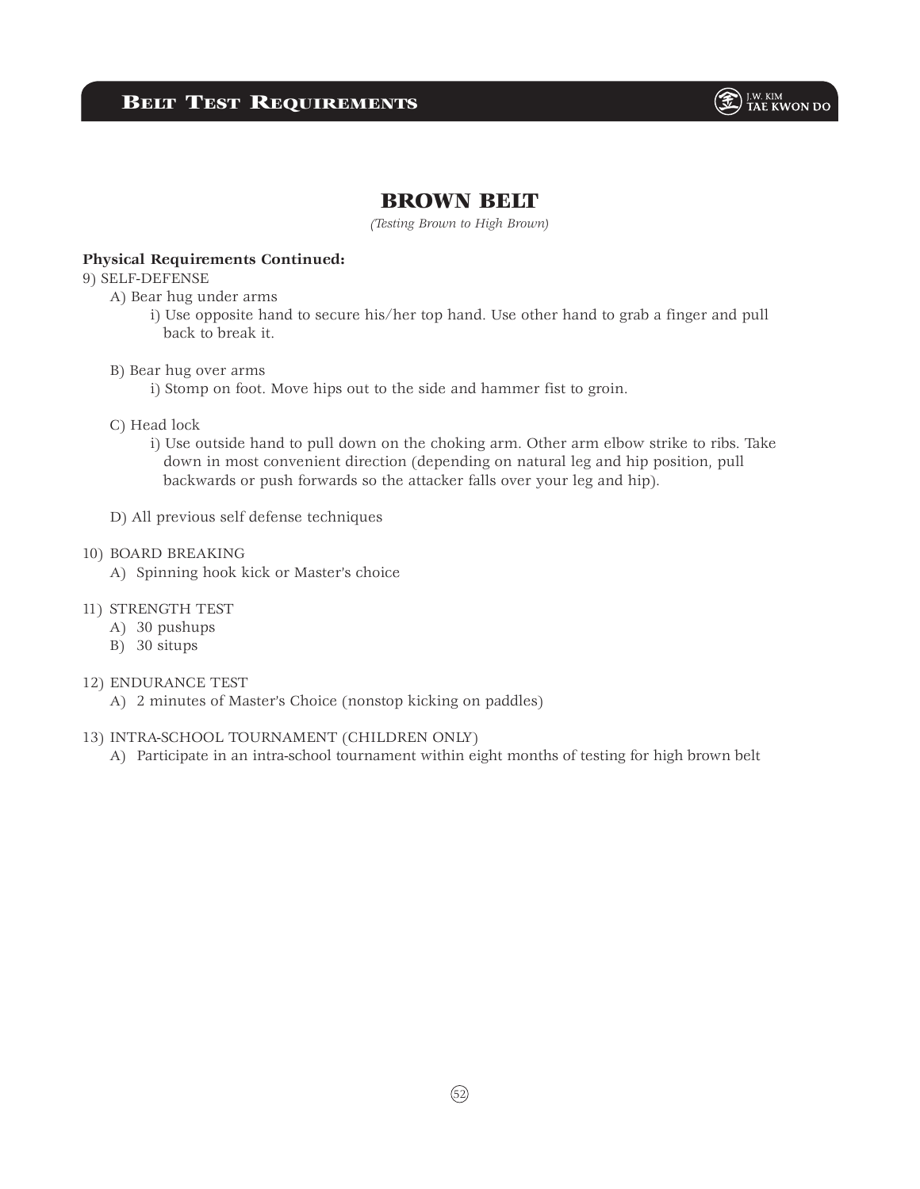## BROWN BELT

*(Testing Brown to High Brown)*

**Physical Requirements Continued:**

9) SELF-DEFENSE
   - A) Bear hug under arms
     - i) Use opposite hand to secure his/her top hand. Use other hand to grab a finger and pull back to break it.
   - B) Bear hug over arms
     - i) Stomp on foot. Move hips out to the side and hammer fist to groin.
   - C) Head lock
     - i) Use outside hand to pull down on the choking arm. Other arm elbow strike to ribs. Take down in most convenient direction (depending on natural leg and hip position, pull backwards or push forwards so the attacker falls over your leg and hip).
   - D) All previous self defense techniques

10) BOARD BREAKING
   - A) Spinning hook kick or Master's choice

11) STRENGTH TEST
   - A) 30 pushups
   - B) 30 situps

12) ENDURANCE TEST
   - A) 2 minutes of Master's Choice (nonstop kicking on paddles)

13) INTRA-SCHOOL TOURNAMENT (CHILDREN ONLY)
   - A) Participate in an intra-school tournament within eight months of testing for high brown belt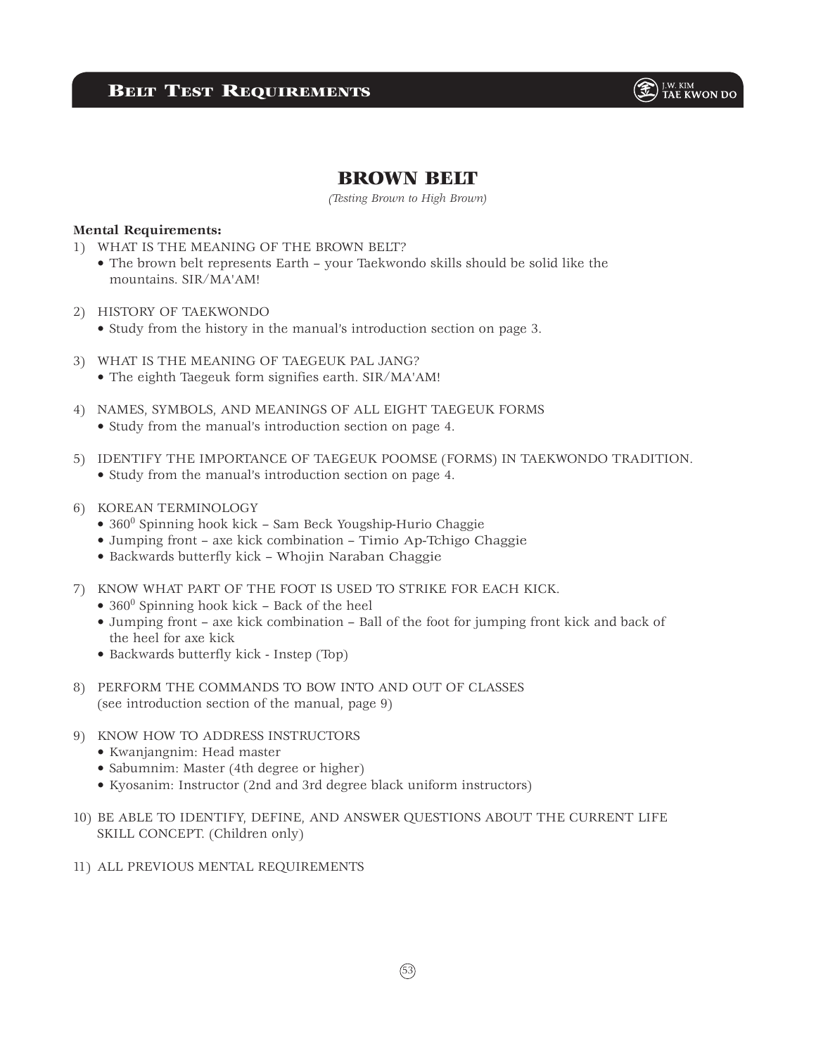# BROWN BELT

*(Testing Brown to High Brown)*

**Mental Requirements:**

1) WHAT IS THE MEANING OF THE BROWN BELT?
   - The brown belt represents Earth – your Taekwondo skills should be solid like the mountains. SIR/MA'AM!

2) HISTORY OF TAEKWONDO
   - Study from the history in the manual's introduction section on page 3.

3) WHAT IS THE MEANING OF TAEGEUK PAL JANG?
   - The eighth Taegeuk form signifies earth. SIR/MA'AM!

4) NAMES, SYMBOLS, AND MEANINGS OF ALL EIGHT TAEGEUK FORMS
   - Study from the manual's introduction section on page 4.

5) IDENTIFY THE IMPORTANCE OF TAEGEUK POOMSE (FORMS) IN TAEKWONDO TRADITION.
   - Study from the manual's introduction section on page 4.

6) KOREAN TERMINOLOGY
   - $360^0$ Spinning hook kick – Sam Beck Yougship-Hurio Chaggie
   - Jumping front – axe kick combination – Timio Ap-Tchigo Chaggie
   - Backwards butterfly kick – Whojin Naraban Chaggie

7) KNOW WHAT PART OF THE FOOT IS USED TO STRIKE FOR EACH KICK.
   - $360^0$ Spinning hook kick – Back of the heel
   - Jumping front – axe kick combination – Ball of the foot for jumping front kick and back of the heel for axe kick
   - Backwards butterfly kick - Instep (Top)

8) PERFORM THE COMMANDS TO BOW INTO AND OUT OF CLASSES (see introduction section of the manual, page 9)

9) KNOW HOW TO ADDRESS INSTRUCTORS
   - Kwanjangnim: Head master
   - Sabumnim: Master (4th degree or higher)
   - Kyosanim: Instructor (2nd and 3rd degree black uniform instructors)

10) BE ABLE TO IDENTIFY, DEFINE, AND ANSWER QUESTIONS ABOUT THE CURRENT LIFE SKILL CONCEPT. (Children only)

11) ALL PREVIOUS MENTAL REQUIREMENTS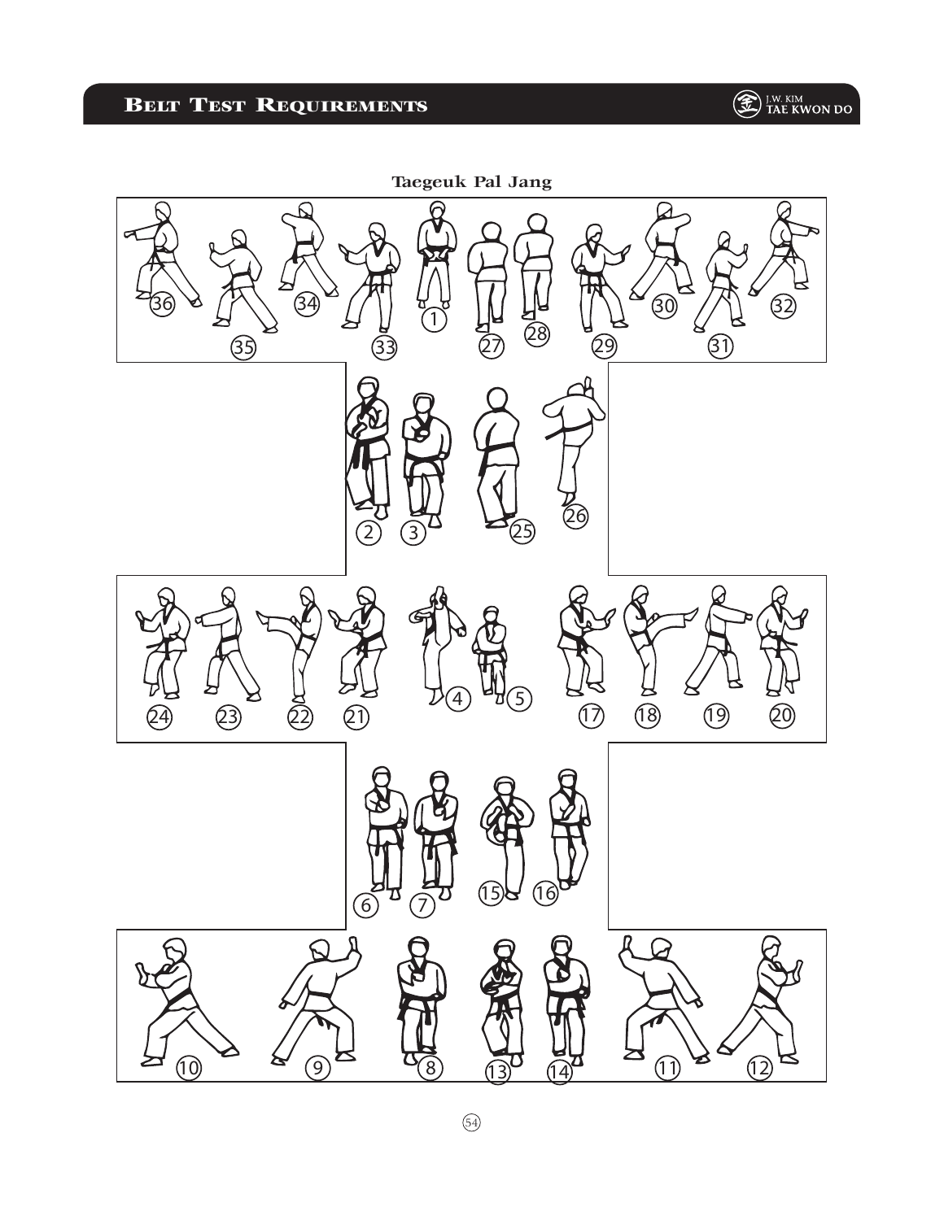## Taegeuk Pal Jang

36 35 34 33 1 27 28 29 30 31 32

2 3 25 26

24 23 22 21 4 5 17 18 19 20

6 7 15 16

10 9 8 13 14 11 12